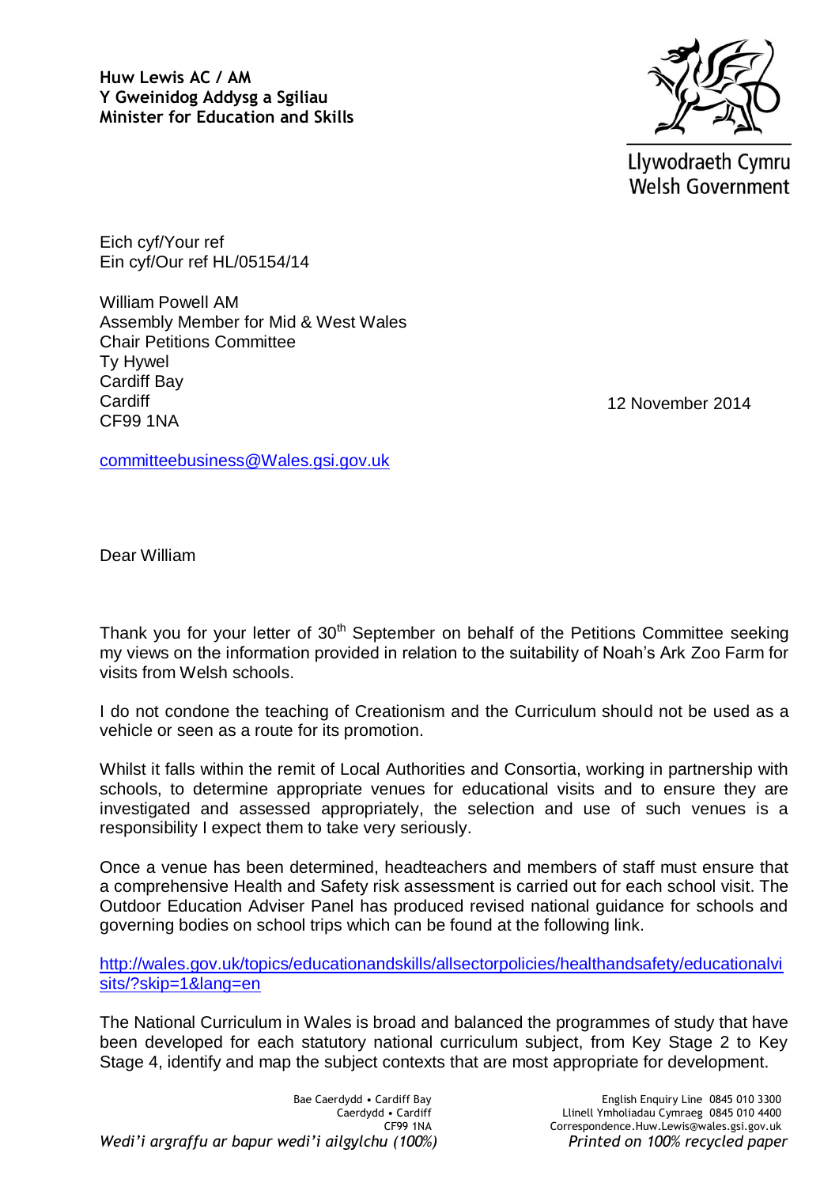**Huw Lewis AC / AM**
**Y Gweinidog Addysg a Sgiliau**
**Minister for Education and Skills**

Llywodraeth Cymru
Welsh Government

Eich cyf/Your ref
Ein cyf/Our ref HL/05154/14

William Powell AM
Assembly Member for Mid & West Wales
Chair Petitions Committee
Ty Hywel
Cardiff Bay
Cardiff
CF99 1NA

12 November 2014

committeebusiness@Wales.gsi.gov.uk

Dear William

Thank you for your letter of 30th September on behalf of the Petitions Committee seeking my views on the information provided in relation to the suitability of Noah's Ark Zoo Farm for visits from Welsh schools.

I do not condone the teaching of Creationism and the Curriculum should not be used as a vehicle or seen as a route for its promotion.

Whilst it falls within the remit of Local Authorities and Consortia, working in partnership with schools, to determine appropriate venues for educational visits and to ensure they are investigated and assessed appropriately, the selection and use of such venues is a responsibility I expect them to take very seriously.

Once a venue has been determined, headteachers and members of staff must ensure that a comprehensive Health and Safety risk assessment is carried out for each school visit. The Outdoor Education Adviser Panel has produced revised national guidance for schools and governing bodies on school trips which can be found at the following link.

http://wales.gov.uk/topics/educationandskills/allsectorpolicies/healthandsafety/educationalvisits/?skip=1&lang=en

The National Curriculum in Wales is broad and balanced the programmes of study that have been developed for each statutory national curriculum subject, from Key Stage 2 to Key Stage 4, identify and map the subject contexts that are most appropriate for development.

Bae Caerdydd • Cardiff Bay
Caerdydd • Cardiff
CF99 1NA

English Enquiry Line 0845 010 3300
Llinell Ymholiadau Cymraeg 0845 010 4400
Correspondence.Huw.Lewis@wales.gsi.gov.uk

*Wedi'i argraffu ar bapur wedi'i ailgylchu (100%)*
*Printed on 100% recycled paper*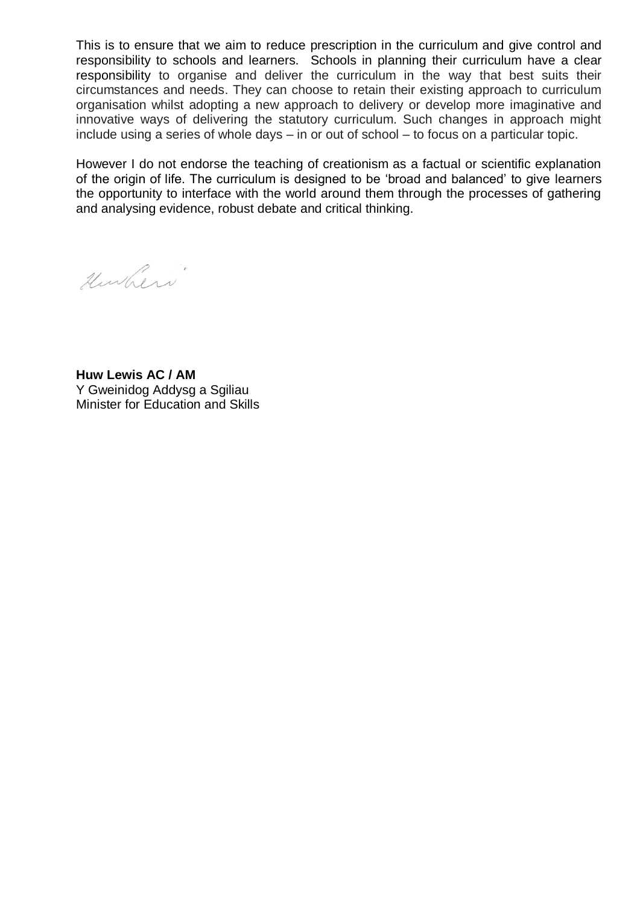This is to ensure that we aim to reduce prescription in the curriculum and give control and responsibility to schools and learners. Schools in planning their curriculum have a clear responsibility to organise and deliver the curriculum in the way that best suits their circumstances and needs. They can choose to retain their existing approach to curriculum organisation whilst adopting a new approach to delivery or develop more imaginative and innovative ways of delivering the statutory curriculum. Such changes in approach might include using a series of whole days – in or out of school – to focus on a particular topic.

However I do not endorse the teaching of creationism as a factual or scientific explanation of the origin of life. The curriculum is designed to be 'broad and balanced' to give learners the opportunity to interface with the world around them through the processes of gathering and analysing evidence, robust debate and critical thinking.

**Huw Lewis AC / AM**
Y Gweinidog Addysg a Sgiliau
Minister for Education and Skills